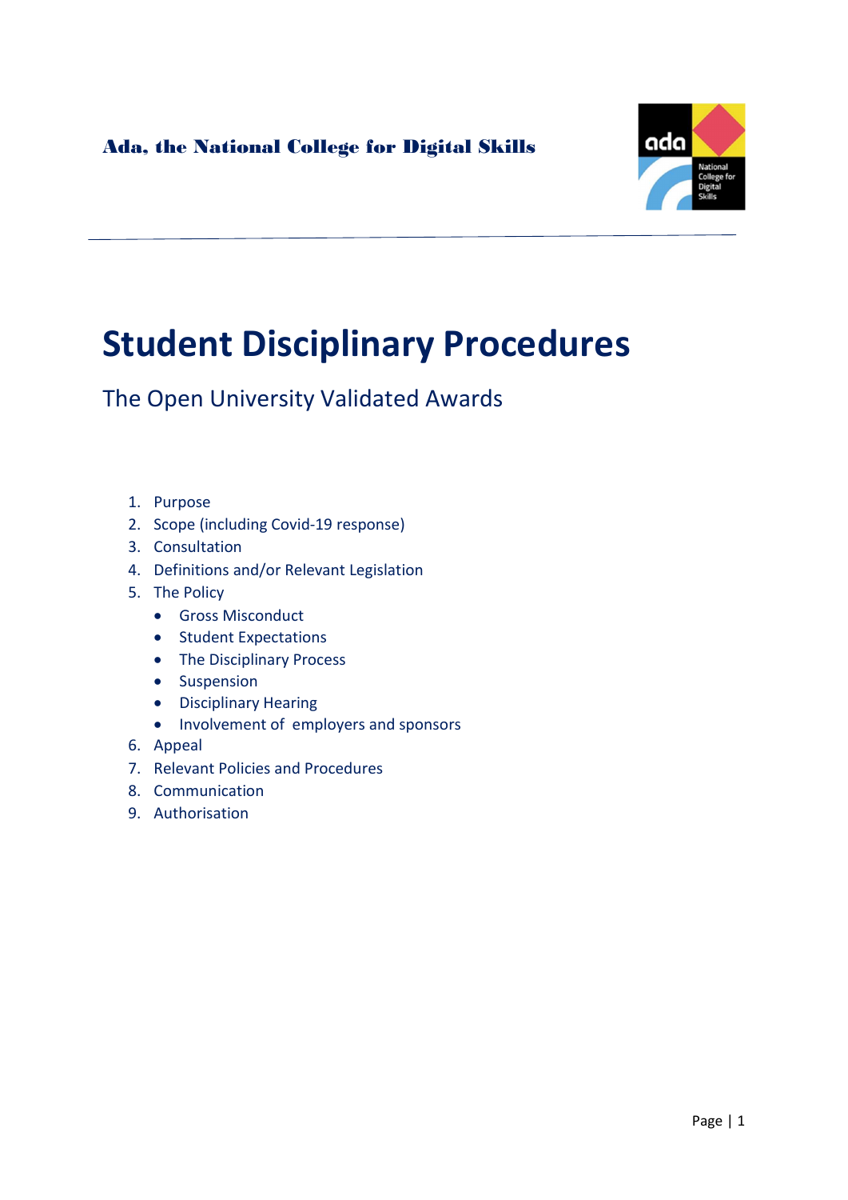Ada, the National College for Digital Skills

# Student Disciplinary Procedures

## The Open University Validated Awards

1. Purpose
2. Scope (including Covid-19 response)
3. Consultation
4. Definitions and/or Relevant Legislation
5. The Policy
   - Gross Misconduct
   - Student Expectations
   - The Disciplinary Process
   - Suspension
   - Disciplinary Hearing
   - Involvement of employers and sponsors
6. Appeal
7. Relevant Policies and Procedures
8. Communication
9. Authorisation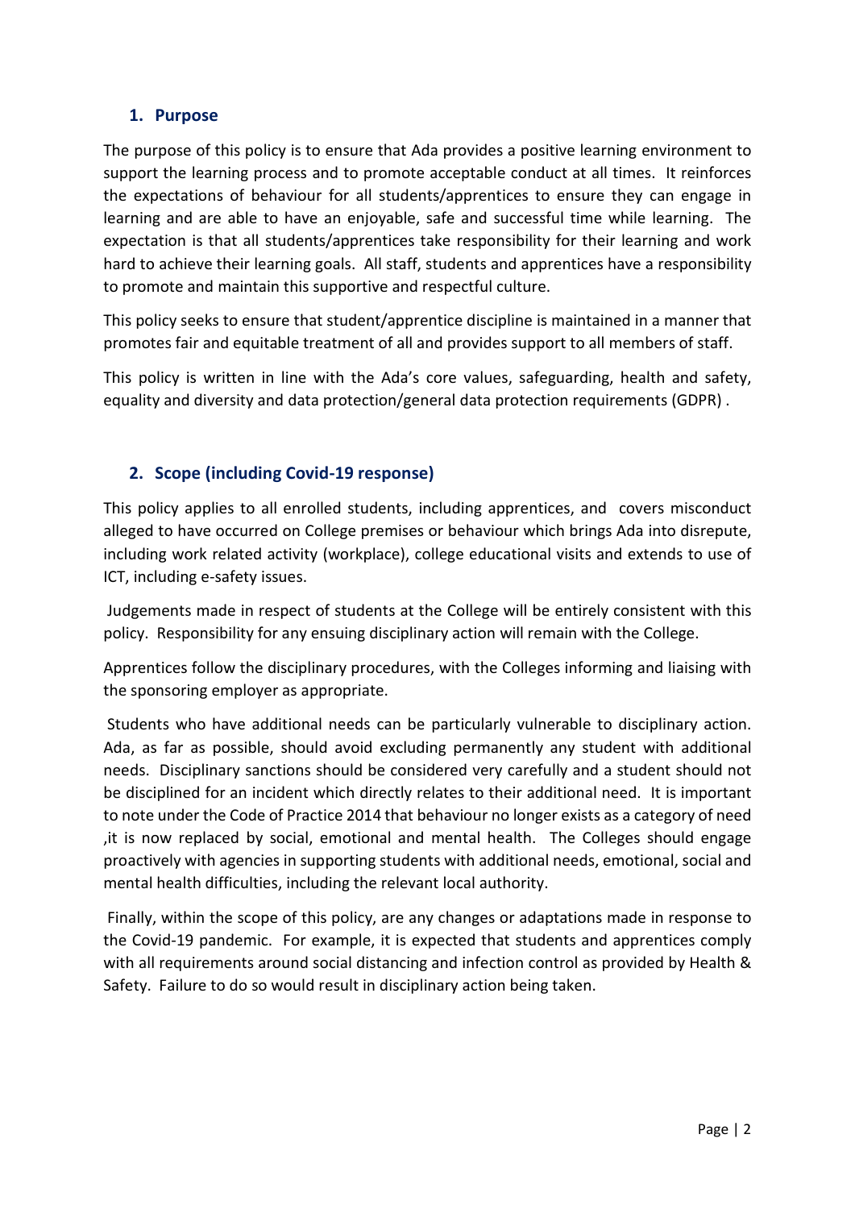## 1. Purpose

The purpose of this policy is to ensure that Ada provides a positive learning environment to support the learning process and to promote acceptable conduct at all times. It reinforces the expectations of behaviour for all students/apprentices to ensure they can engage in learning and are able to have an enjoyable, safe and successful time while learning. The expectation is that all students/apprentices take responsibility for their learning and work hard to achieve their learning goals. All staff, students and apprentices have a responsibility to promote and maintain this supportive and respectful culture.

This policy seeks to ensure that student/apprentice discipline is maintained in a manner that promotes fair and equitable treatment of all and provides support to all members of staff.

This policy is written in line with the Ada's core values, safeguarding, health and safety, equality and diversity and data protection/general data protection requirements (GDPR) .

## 2. Scope (including Covid-19 response)

This policy applies to all enrolled students, including apprentices, and covers misconduct alleged to have occurred on College premises or behaviour which brings Ada into disrepute, including work related activity (workplace), college educational visits and extends to use of ICT, including e-safety issues.

Judgements made in respect of students at the College will be entirely consistent with this policy. Responsibility for any ensuing disciplinary action will remain with the College.

Apprentices follow the disciplinary procedures, with the Colleges informing and liaising with the sponsoring employer as appropriate.

Students who have additional needs can be particularly vulnerable to disciplinary action. Ada, as far as possible, should avoid excluding permanently any student with additional needs. Disciplinary sanctions should be considered very carefully and a student should not be disciplined for an incident which directly relates to their additional need. It is important to note under the Code of Practice 2014 that behaviour no longer exists as a category of need ,it is now replaced by social, emotional and mental health. The Colleges should engage proactively with agencies in supporting students with additional needs, emotional, social and mental health difficulties, including the relevant local authority.

Finally, within the scope of this policy, are any changes or adaptations made in response to the Covid-19 pandemic. For example, it is expected that students and apprentices comply with all requirements around social distancing and infection control as provided by Health & Safety. Failure to do so would result in disciplinary action being taken.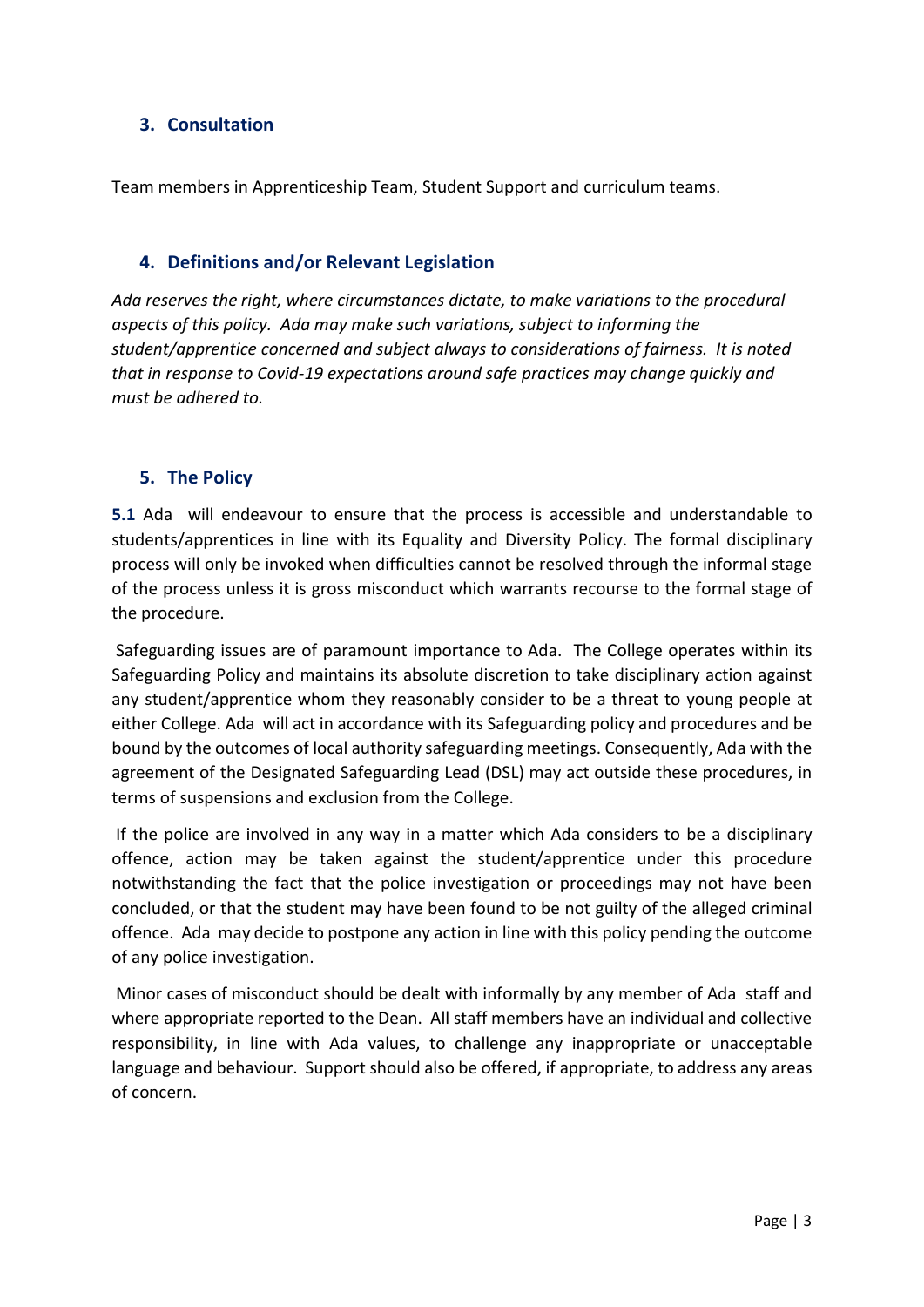## 3. Consultation

Team members in Apprenticeship Team, Student Support and curriculum teams.

## 4. Definitions and/or Relevant Legislation

*Ada reserves the right, where circumstances dictate, to make variations to the procedural aspects of this policy. Ada may make such variations, subject to informing the student/apprentice concerned and subject always to considerations of fairness. It is noted that in response to Covid-19 expectations around safe practices may change quickly and must be adhered to.*

## 5. The Policy

**5.1** Ada will endeavour to ensure that the process is accessible and understandable to students/apprentices in line with its Equality and Diversity Policy. The formal disciplinary process will only be invoked when difficulties cannot be resolved through the informal stage of the process unless it is gross misconduct which warrants recourse to the formal stage of the procedure.

Safeguarding issues are of paramount importance to Ada. The College operates within its Safeguarding Policy and maintains its absolute discretion to take disciplinary action against any student/apprentice whom they reasonably consider to be a threat to young people at either College. Ada will act in accordance with its Safeguarding policy and procedures and be bound by the outcomes of local authority safeguarding meetings. Consequently, Ada with the agreement of the Designated Safeguarding Lead (DSL) may act outside these procedures, in terms of suspensions and exclusion from the College.

If the police are involved in any way in a matter which Ada considers to be a disciplinary offence, action may be taken against the student/apprentice under this procedure notwithstanding the fact that the police investigation or proceedings may not have been concluded, or that the student may have been found to be not guilty of the alleged criminal offence. Ada may decide to postpone any action in line with this policy pending the outcome of any police investigation.

Minor cases of misconduct should be dealt with informally by any member of Ada staff and where appropriate reported to the Dean. All staff members have an individual and collective responsibility, in line with Ada values, to challenge any inappropriate or unacceptable language and behaviour. Support should also be offered, if appropriate, to address any areas of concern.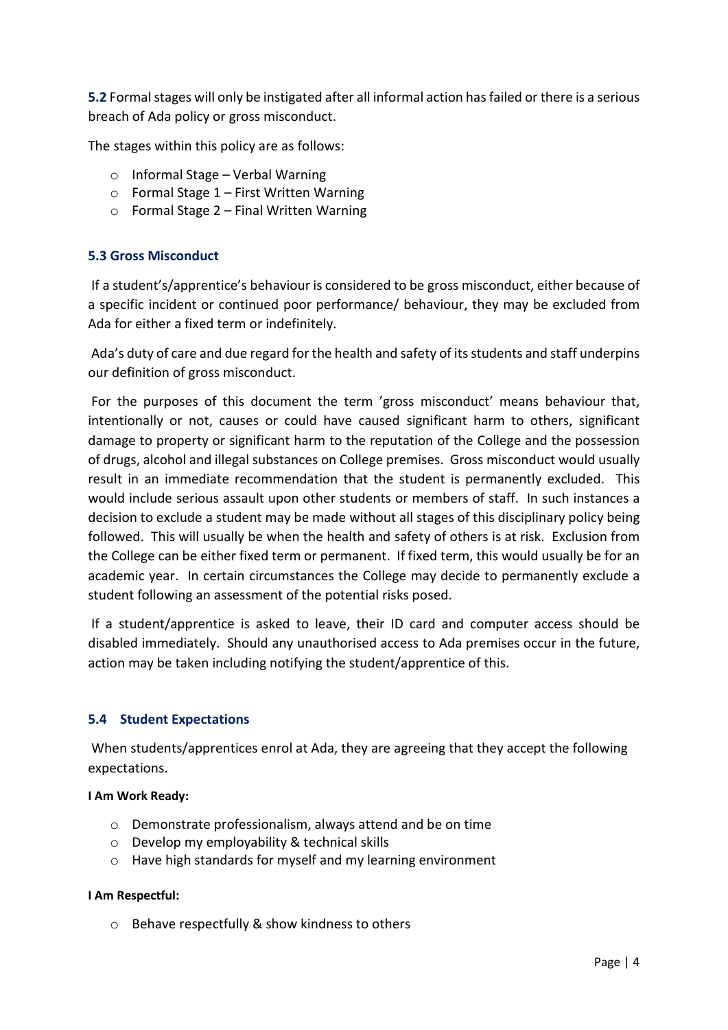**5.2** Formal stages will only be instigated after all informal action has failed or there is a serious breach of Ada policy or gross misconduct.

The stages within this policy are as follows:

- Informal Stage – Verbal Warning
- Formal Stage 1 – First Written Warning
- Formal Stage 2 – Final Written Warning

### 5.3 Gross Misconduct

If a student's/apprentice's behaviour is considered to be gross misconduct, either because of a specific incident or continued poor performance/ behaviour, they may be excluded from Ada for either a fixed term or indefinitely.

Ada's duty of care and due regard for the health and safety of its students and staff underpins our definition of gross misconduct.

For the purposes of this document the term 'gross misconduct' means behaviour that, intentionally or not, causes or could have caused significant harm to others, significant damage to property or significant harm to the reputation of the College and the possession of drugs, alcohol and illegal substances on College premises. Gross misconduct would usually result in an immediate recommendation that the student is permanently excluded. This would include serious assault upon other students or members of staff. In such instances a decision to exclude a student may be made without all stages of this disciplinary policy being followed. This will usually be when the health and safety of others is at risk. Exclusion from the College can be either fixed term or permanent. If fixed term, this would usually be for an academic year. In certain circumstances the College may decide to permanently exclude a student following an assessment of the potential risks posed.

If a student/apprentice is asked to leave, their ID card and computer access should be disabled immediately. Should any unauthorised access to Ada premises occur in the future, action may be taken including notifying the student/apprentice of this.

### 5.4 Student Expectations

When students/apprentices enrol at Ada, they are agreeing that they accept the following expectations.

**I Am Work Ready:**

- Demonstrate professionalism, always attend and be on time
- Develop my employability & technical skills
- Have high standards for myself and my learning environment

**I Am Respectful:**

- Behave respectfully & show kindness to others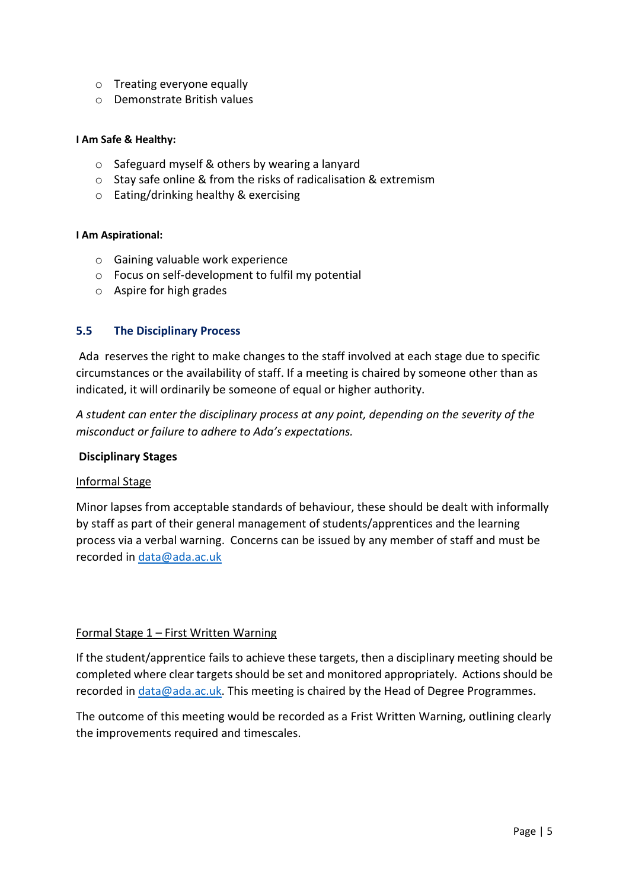- Treating everyone equally
- Demonstrate British values

**I Am Safe & Healthy:**

- Safeguard myself & others by wearing a lanyard
- Stay safe online & from the risks of radicalisation & extremism
- Eating/drinking healthy & exercising

**I Am Aspirational:**

- Gaining valuable work experience
- Focus on self-development to fulfil my potential
- Aspire for high grades

## 5.5 The Disciplinary Process

Ada reserves the right to make changes to the staff involved at each stage due to specific circumstances or the availability of staff. If a meeting is chaired by someone other than as indicated, it will ordinarily be someone of equal or higher authority.

*A student can enter the disciplinary process at any point, depending on the severity of the misconduct or failure to adhere to Ada's expectations.*

**Disciplinary Stages**

Informal Stage

Minor lapses from acceptable standards of behaviour, these should be dealt with informally by staff as part of their general management of students/apprentices and the learning process via a verbal warning. Concerns can be issued by any member of staff and must be recorded in data@ada.ac.uk

Formal Stage 1 – First Written Warning

If the student/apprentice fails to achieve these targets, then a disciplinary meeting should be completed where clear targets should be set and monitored appropriately. Actions should be recorded in data@ada.ac.uk. This meeting is chaired by the Head of Degree Programmes.

The outcome of this meeting would be recorded as a Frist Written Warning, outlining clearly the improvements required and timescales.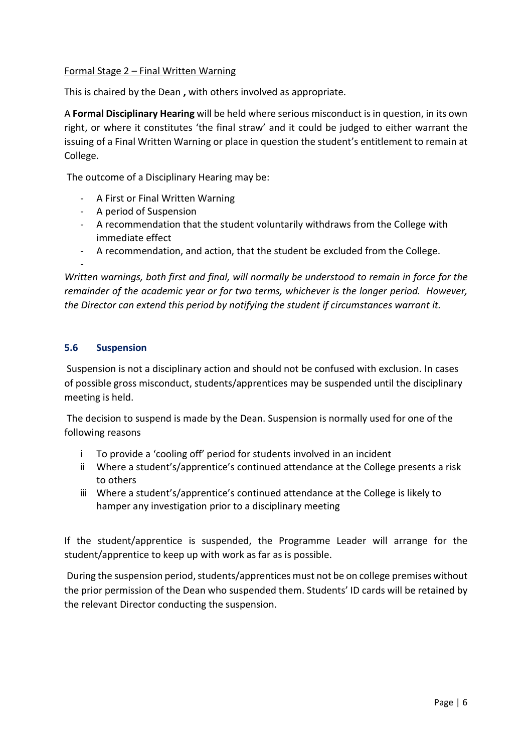Formal Stage 2 – Final Written Warning

This is chaired by the Dean **,** with others involved as appropriate.

A **Formal Disciplinary Hearing** will be held where serious misconduct is in question, in its own right, or where it constitutes 'the final straw' and it could be judged to either warrant the issuing of a Final Written Warning or place in question the student's entitlement to remain at College.

The outcome of a Disciplinary Hearing may be:

- A First or Final Written Warning
- A period of Suspension
- A recommendation that the student voluntarily withdraws from the College with immediate effect
- A recommendation, and action, that the student be excluded from the College.

*Written warnings, both first and final, will normally be understood to remain in force for the remainder of the academic year or for two terms, whichever is the longer period. However, the Director can extend this period by notifying the student if circumstances warrant it.*

### 5.6 Suspension

Suspension is not a disciplinary action and should not be confused with exclusion. In cases of possible gross misconduct, students/apprentices may be suspended until the disciplinary meeting is held.

The decision to suspend is made by the Dean. Suspension is normally used for one of the following reasons

i. To provide a 'cooling off' period for students involved in an incident
ii. Where a student's/apprentice's continued attendance at the College presents a risk to others
iii. Where a student's/apprentice's continued attendance at the College is likely to hamper any investigation prior to a disciplinary meeting

If the student/apprentice is suspended, the Programme Leader will arrange for the student/apprentice to keep up with work as far as is possible.

During the suspension period, students/apprentices must not be on college premises without the prior permission of the Dean who suspended them. Students' ID cards will be retained by the relevant Director conducting the suspension.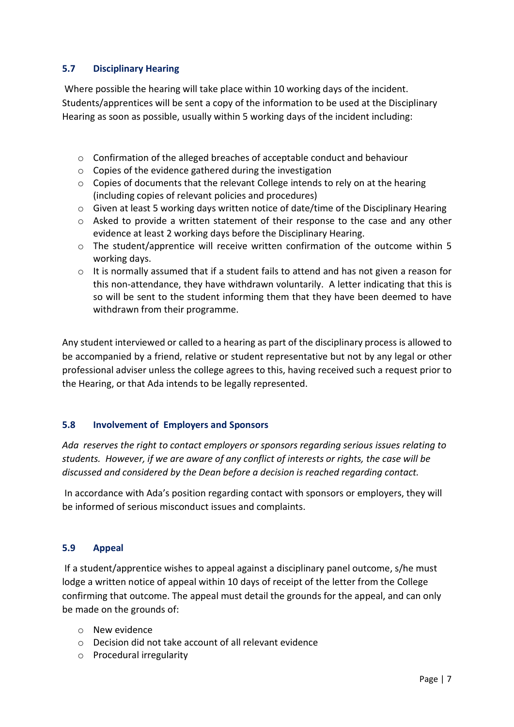### 5.7 Disciplinary Hearing

Where possible the hearing will take place within 10 working days of the incident. Students/apprentices will be sent a copy of the information to be used at the Disciplinary Hearing as soon as possible, usually within 5 working days of the incident including:

- Confirmation of the alleged breaches of acceptable conduct and behaviour
- Copies of the evidence gathered during the investigation
- Copies of documents that the relevant College intends to rely on at the hearing (including copies of relevant policies and procedures)
- Given at least 5 working days written notice of date/time of the Disciplinary Hearing
- Asked to provide a written statement of their response to the case and any other evidence at least 2 working days before the Disciplinary Hearing.
- The student/apprentice will receive written confirmation of the outcome within 5 working days.
- It is normally assumed that if a student fails to attend and has not given a reason for this non-attendance, they have withdrawn voluntarily. A letter indicating that this is so will be sent to the student informing them that they have been deemed to have withdrawn from their programme.

Any student interviewed or called to a hearing as part of the disciplinary process is allowed to be accompanied by a friend, relative or student representative but not by any legal or other professional adviser unless the college agrees to this, having received such a request prior to the Hearing, or that Ada intends to be legally represented.

### 5.8 Involvement of Employers and Sponsors

*Ada reserves the right to contact employers or sponsors regarding serious issues relating to students. However, if we are aware of any conflict of interests or rights, the case will be discussed and considered by the Dean before a decision is reached regarding contact.*

In accordance with Ada's position regarding contact with sponsors or employers, they will be informed of serious misconduct issues and complaints.

### 5.9 Appeal

If a student/apprentice wishes to appeal against a disciplinary panel outcome, s/he must lodge a written notice of appeal within 10 days of receipt of the letter from the College confirming that outcome. The appeal must detail the grounds for the appeal, and can only be made on the grounds of:

- New evidence
- Decision did not take account of all relevant evidence
- Procedural irregularity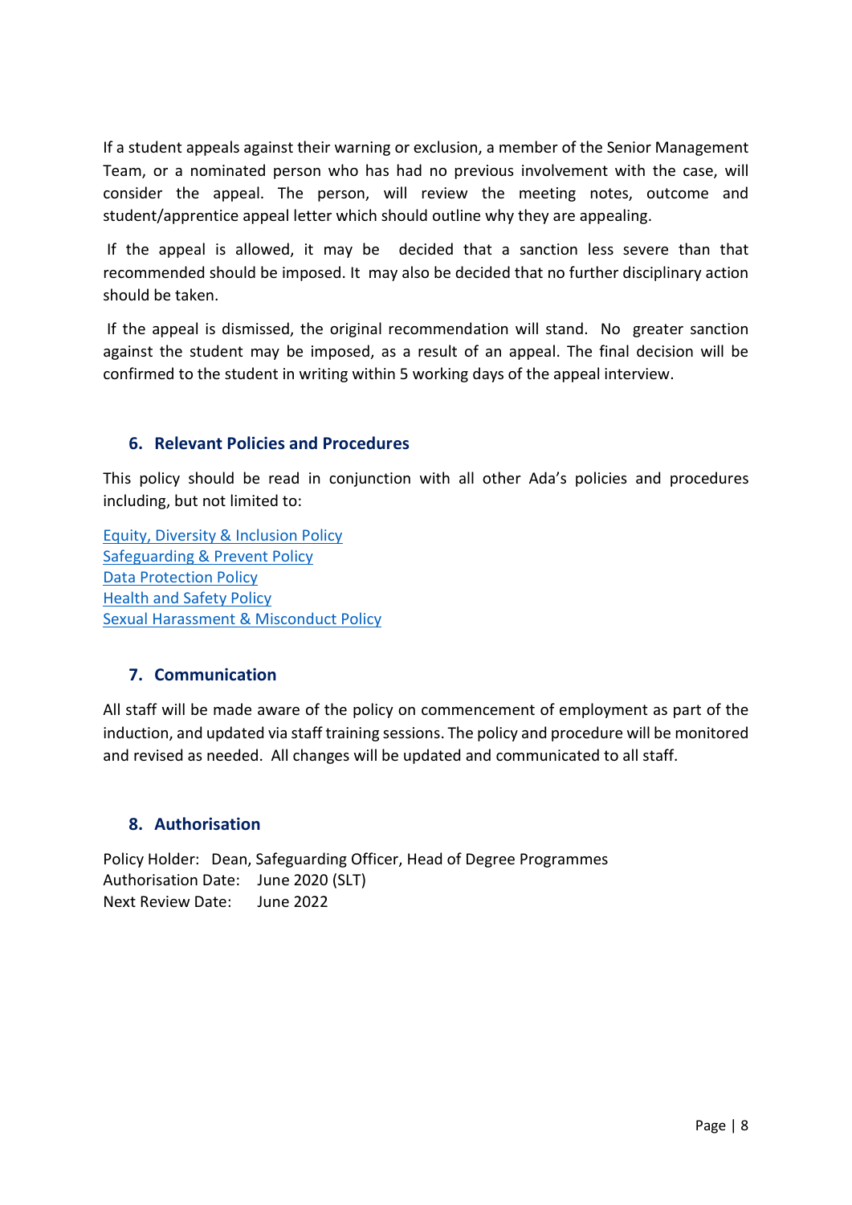If a student appeals against their warning or exclusion, a member of the Senior Management Team, or a nominated person who has had no previous involvement with the case, will consider the appeal. The person, will review the meeting notes, outcome and student/apprentice appeal letter which should outline why they are appealing.

If the appeal is allowed, it may be decided that a sanction less severe than that recommended should be imposed. It may also be decided that no further disciplinary action should be taken.

If the appeal is dismissed, the original recommendation will stand. No greater sanction against the student may be imposed, as a result of an appeal. The final decision will be confirmed to the student in writing within 5 working days of the appeal interview.

## 6. Relevant Policies and Procedures

This policy should be read in conjunction with all other Ada's policies and procedures including, but not limited to:

Equity, Diversity & Inclusion Policy
Safeguarding & Prevent Policy
Data Protection Policy
Health and Safety Policy
Sexual Harassment & Misconduct Policy

## 7. Communication

All staff will be made aware of the policy on commencement of employment as part of the induction, and updated via staff training sessions. The policy and procedure will be monitored and revised as needed. All changes will be updated and communicated to all staff.

## 8. Authorisation

Policy Holder: Dean, Safeguarding Officer, Head of Degree Programmes
Authorisation Date: June 2020 (SLT)
Next Review Date: June 2022